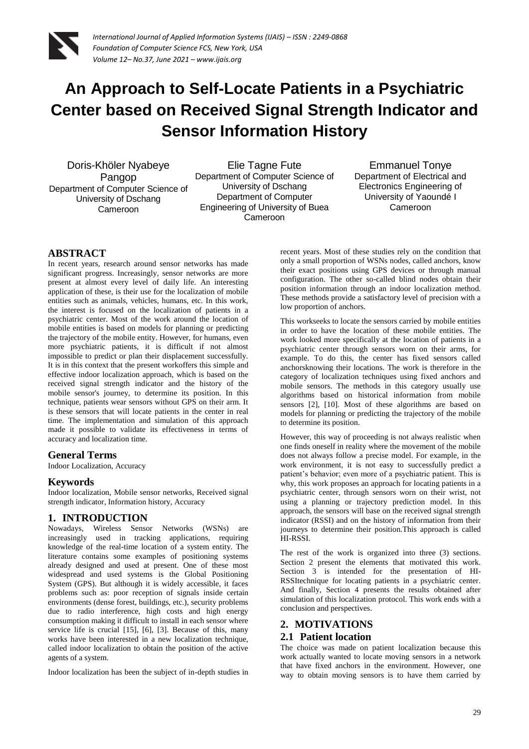# An Approach to Self-Locate Patients in a Psychiatric Center based on Received Signal Strength Indicator and Sensor Information History

Doris-Khöler Nyabeye Pangop
Department of Computer Science of University of Dschang
Cameroon

Elie Tagne Fute
Department of Computer Science of University of Dschang
Department of Computer Engineering of University of Buea
Cameroon

Emmanuel Tonye
Department of Electrical and Electronics Engineering of University of Yaoundé I
Cameroon

## ABSTRACT

In recent years, research around sensor networks has made significant progress. Increasingly, sensor networks are more present at almost every level of daily life. An interesting application of these, is their use for the localization of mobile entities such as animals, vehicles, humans, etc. In this work, the interest is focused on the localization of patients in a psychiatric center. Most of the work around the location of mobile entities is based on models for planning or predicting the trajectory of the mobile entity. However, for humans, even more psychiatric patients, it is difficult if not almost impossible to predict or plan their displacement successfully. It is in this context that the present workoffers this simple and effective indoor localization approach, which is based on the received signal strength indicator and the history of the mobile sensor's journey, to determine its position. In this technique, patients wear sensors without GPS on their arm. It is these sensors that will locate patients in the center in real time. The implementation and simulation of this approach made it possible to validate its effectiveness in terms of accuracy and localization time.

## General Terms

Indoor Localization, Accuracy

## Keywords

Indoor localization, Mobile sensor networks, Received signal strength indicator, Information history, Accuracy

## 1. INTRODUCTION

Nowadays, Wireless Sensor Networks (WSNs) are increasingly used in tracking applications, requiring knowledge of the real-time location of a system entity. The literature contains some examples of positioning systems already designed and used at present. One of these most widespread and used systems is the Global Positioning System (GPS). But although it is widely accessible, it faces problems such as: poor reception of signals inside certain environments (dense forest, buildings, etc.), security problems due to radio interference, high costs and high energy consumption making it difficult to install in each sensor where service life is crucial [15], [6], [3]. Because of this, many works have been interested in a new localization technique, called indoor localization to obtain the position of the active agents of a system.

Indoor localization has been the subject of in-depth studies in recent years. Most of these studies rely on the condition that only a small proportion of WSNs nodes, called anchors, know their exact positions using GPS devices or through manual configuration. The other so-called blind nodes obtain their position information through an indoor localization method. These methods provide a satisfactory level of precision with a low proportion of anchors.

This workseeks to locate the sensors carried by mobile entities in order to have the location of these mobile entities. The work looked more specifically at the location of patients in a psychiatric center through sensors worn on their arms, for example. To do this, the center has fixed sensors called anchorsknowing their locations. The work is therefore in the category of localization techniques using fixed anchors and mobile sensors. The methods in this category usually use algorithms based on historical information from mobile sensors [2], [10]. Most of these algorithms are based on models for planning or predicting the trajectory of the mobile to determine its position.

However, this way of proceeding is not always realistic when one finds oneself in reality where the movement of the mobile does not always follow a precise model. For example, in the work environment, it is not easy to successfully predict a patient's behavior; even more of a psychiatric patient. This is why, this work proposes an approach for locating patients in a psychiatric center, through sensors worn on their wrist, not using a planning or trajectory prediction model. In this approach, the sensors will base on the received signal strength indicator (RSSI) and on the history of information from their journeys to determine their position.This approach is called HI-RSSI.

The rest of the work is organized into three (3) sections. Section 2 present the elements that motivated this work. Section 3 is intended for the presentation of HI-RSSItechnique for locating patients in a psychiatric center. And finally, Section 4 presents the results obtained after simulation of this localization protocol. This work ends with a conclusion and perspectives.

## 2. MOTIVATIONS

### 2.1 Patient location

The choice was made on patient localization because this work actually wanted to locate moving sensors in a network that have fixed anchors in the environment. However, one way to obtain moving sensors is to have them carried by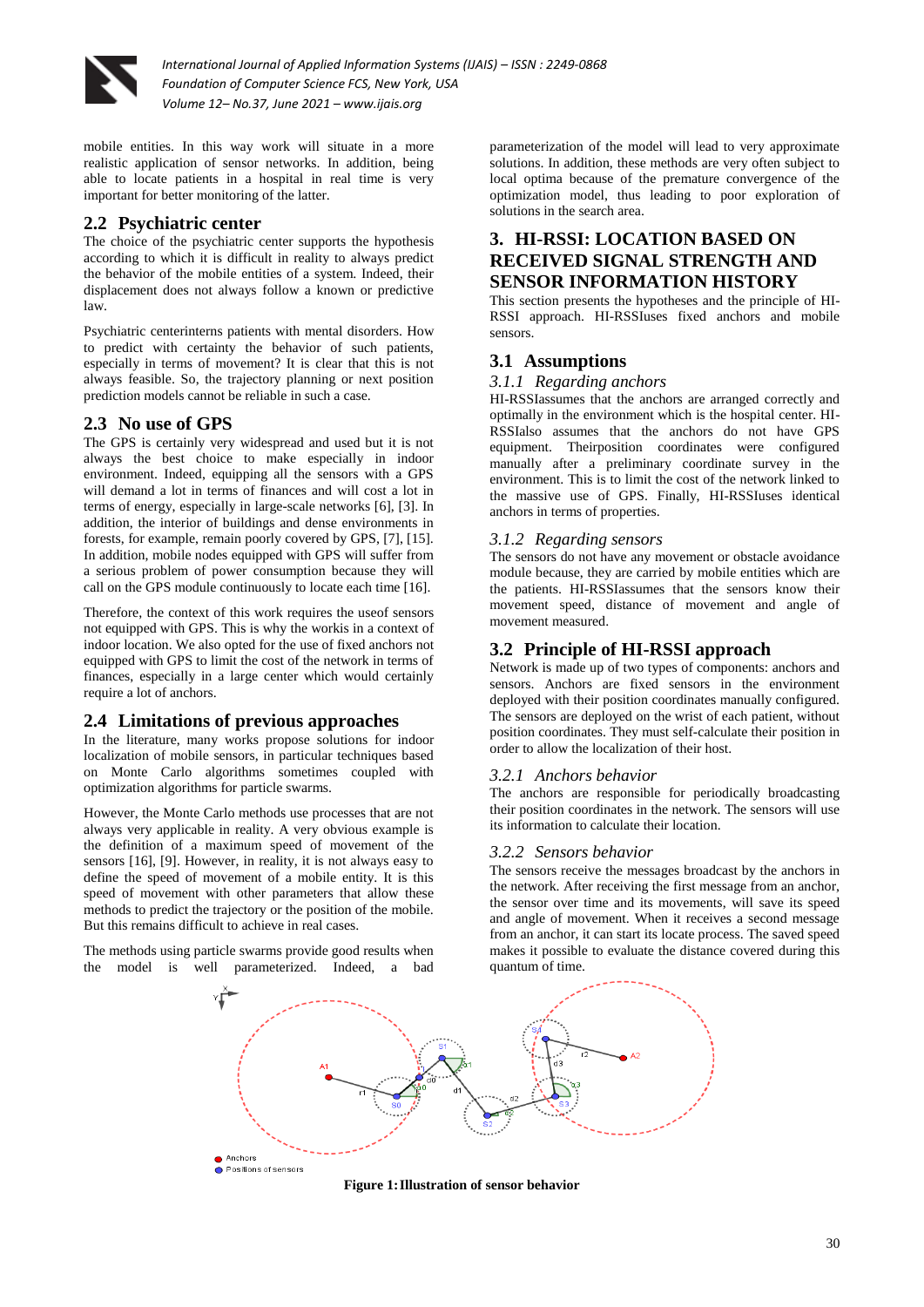mobile entities. In this way work will situate in a more realistic application of sensor networks. In addition, being able to locate patients in a hospital in real time is very important for better monitoring of the latter.

## 2.2 Psychiatric center

The choice of the psychiatric center supports the hypothesis according to which it is difficult in reality to always predict the behavior of the mobile entities of a system. Indeed, their displacement does not always follow a known or predictive law.

Psychiatric centerinterns patients with mental disorders. How to predict with certainty the behavior of such patients, especially in terms of movement? It is clear that this is not always feasible. So, the trajectory planning or next position prediction models cannot be reliable in such a case.

## 2.3 No use of GPS

The GPS is certainly very widespread and used but it is not always the best choice to make especially in indoor environment. Indeed, equipping all the sensors with a GPS will demand a lot in terms of finances and will cost a lot in terms of energy, especially in large-scale networks [6], [3]. In addition, the interior of buildings and dense environments in forests, for example, remain poorly covered by GPS, [7], [15]. In addition, mobile nodes equipped with GPS will suffer from a serious problem of power consumption because they will call on the GPS module continuously to locate each time [16].

Therefore, the context of this work requires the useof sensors not equipped with GPS. This is why the workis in a context of indoor location. We also opted for the use of fixed anchors not equipped with GPS to limit the cost of the network in terms of finances, especially in a large center which would certainly require a lot of anchors.

## 2.4 Limitations of previous approaches

In the literature, many works propose solutions for indoor localization of mobile sensors, in particular techniques based on Monte Carlo algorithms sometimes coupled with optimization algorithms for particle swarms.

However, the Monte Carlo methods use processes that are not always very applicable in reality. A very obvious example is the definition of a maximum speed of movement of the sensors [16], [9]. However, in reality, it is not always easy to define the speed of movement of a mobile entity. It is this speed of movement with other parameters that allow these methods to predict the trajectory or the position of the mobile. But this remains difficult to achieve in real cases.

The methods using particle swarms provide good results when the model is well parameterized. Indeed, a bad parameterization of the model will lead to very approximate solutions. In addition, these methods are very often subject to local optima because of the premature convergence of the optimization model, thus leading to poor exploration of solutions in the search area.

# 3. HI-RSSI: LOCATION BASED ON RECEIVED SIGNAL STRENGTH AND SENSOR INFORMATION HISTORY

This section presents the hypotheses and the principle of HI-RSSI approach. HI-RSSIuses fixed anchors and mobile sensors.

## 3.1 Assumptions

### 3.1.1 *Regarding anchors*

HI-RSSIassumes that the anchors are arranged correctly and optimally in the environment which is the hospital center. HI-RSSIalso assumes that the anchors do not have GPS equipment. Theirposition coordinates were configured manually after a preliminary coordinate survey in the environment. This is to limit the cost of the network linked to the number of anchors. Finally, HI-RSSIuses identical anchors in terms of properties.

### 3.1.2 *Regarding sensors*

The sensors do not have any movement or obstacle avoidance module because, they are carried by mobile entities which are the patients. HI-RSSIassumes that the sensors know their movement speed, distance of movement and angle of movement measured.

## 3.2 Principle of HI-RSSI approach

Network is made up of two types of components: anchors and sensors. Anchors are fixed sensors in the environment deployed with their position coordinates manually configured. The sensors are deployed on the wrist of each patient, without position coordinates. They must self-calculate their position in order to allow the localization of their host.

### 3.2.1 *Anchors behavior*

The anchors are responsible for periodically broadcasting their position coordinates in the network. The sensors will use its information to calculate their location.

### 3.2.2 *Sensors behavior*

The sensors receive the messages broadcast by the anchors in the network. After receiving the first message from an anchor, the sensor over time and its movements, will save its speed and angle of movement. When it receives a second message from an anchor, it can start its locate process. The saved speed makes it possible to evaluate the distance covered during this quantum of time.

Y
X
A1
r1
S0
a0
d0
S1
a1
d1
S2
a2
d2
S3
a3
d3
S4
r2
A2
Anchors
Positions of sensors

**Figure 1: Illustration of sensor behavior**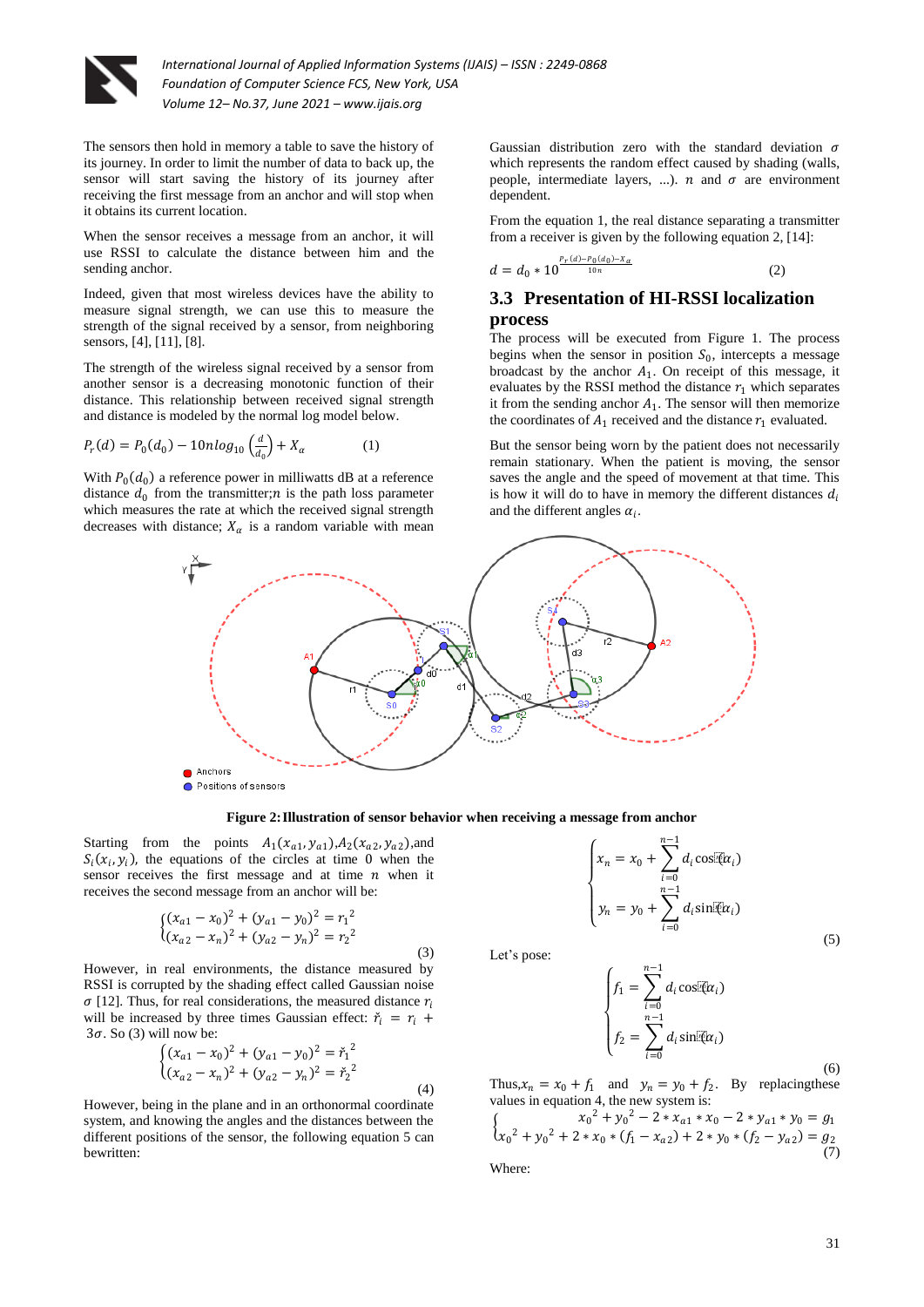The sensors then hold in memory a table to save the history of its journey. In order to limit the number of data to back up, the sensor will start saving the history of its journey after receiving the first message from an anchor and will stop when it obtains its current location.

When the sensor receives a message from an anchor, it will use RSSI to calculate the distance between him and the sending anchor.

Indeed, given that most wireless devices have the ability to measure signal strength, we can use this to measure the strength of the signal received by a sensor, from neighboring sensors, [4], [11], [8].

The strength of the wireless signal received by a sensor from another sensor is a decreasing monotonic function of their distance. This relationship between received signal strength and distance is modeled by the normal log model below.

$$P_r(d) = P_0(d_0) - 10nlog_{10}\left(\frac{d}{d_0}\right) + X_\alpha \qquad (1)$$

With $P_0(d_0)$ a reference power in milliwatts dB at a reference distance $d_0$ from the transmitter;$n$ is the path loss parameter which measures the rate at which the received signal strength decreases with distance; $X_\alpha$ is a random variable with mean Gaussian distribution zero with the standard deviation $\sigma$ which represents the random effect caused by shading (walls, people, intermediate layers, ...). $n$ and $\sigma$ are environment dependent.

From the equation 1, the real distance separating a transmitter from a receiver is given by the following equation 2, [14]:

$$d = d_0 * 10^{\frac{P_r(d) - P_0(d_0) - X_\alpha}{10n}} \qquad (2)$$

### 3.3 Presentation of HI-RSSI localization process

The process will be executed from Figure 1. The process begins when the sensor in position $S_0$, intercepts a message broadcast by the anchor $A_1$. On receipt of this message, it evaluates by the RSSI method the distance $r_1$ which separates it from the sending anchor $A_1$. The sensor will then memorize the coordinates of $A_1$ received and the distance $r_1$ evaluated.

But the sensor being worn by the patient does not necessarily remain stationary. When the patient is moving, the sensor saves the angle and the speed of movement at that time. This is how it will do to have in memory the different distances $d_i$ and the different angles $\alpha_i$.

X
Y
A1
r1
S0
α0
d0
S1
α1
d1
S2
α2
d2
S3
α3
d3
S4
r2
A2
Anchors
Positions of sensors

**Figure 2: Illustration of sensor behavior when receiving a message from anchor**

Starting from the points $A_1(x_{a1}, y_{a1})$,$A_2(x_{a2}, y_{a2})$,and $S_i(x_i, y_i)$, the equations of the circles at time 0 when the sensor receives the first message and at time $n$ when it receives the second message from an anchor will be:

$$\begin{cases}(x_{a1} - x_0)^2 + (y_{a1} - y_0)^2 = r_1{}^2 \\ (x_{a2} - x_n)^2 + (y_{a2} - y_n)^2 = r_2{}^2\end{cases} \qquad (3)$$

However, in real environments, the distance measured by RSSI is corrupted by the shading effect called Gaussian noise $\sigma$ [12]. Thus, for real considerations, the measured distance $r_i$ will be increased by three times Gaussian effect: $\check{r}_i = r_i + 3\sigma$. So (3) will now be:

$$\begin{cases}(x_{a1} - x_0)^2 + (y_{a1} - y_0)^2 = \check{r}_1{}^2 \\ (x_{a2} - x_n)^2 + (y_{a2} - y_n)^2 = \check{r}_2{}^2\end{cases} \qquad (4)$$

However, being in the plane and in an orthonormal coordinate system, and knowing the angles and the distances between the different positions of the sensor, the following equation 5 can bewritten:

$$\begin{cases} x_n = x_0 + \sum_{i=0}^{n-1} d_i \cos(\alpha_i) \\ y_n = y_0 + \sum_{i=0}^{n-1} d_i \sin(\alpha_i) \end{cases} \qquad (5)$$

Let's pose:

$$\begin{cases} f_1 = \sum_{i=0}^{n-1} d_i \cos(\alpha_i) \\ f_2 = \sum_{i=0}^{n-1} d_i \sin(\alpha_i) \end{cases} \qquad (6)$$

Thus,$x_n = x_0 + f_1$ and $y_n = y_0 + f_2$. By replacingthese values in equation 4, the new system is:

$$\begin{cases} x_0{}^2 + y_0{}^2 - 2 * x_{a1} * x_0 - 2 * y_{a1} * y_0 = g_1 \\ x_0{}^2 + y_0{}^2 + 2 * x_0 * (f_1 - x_{a2}) + 2 * y_0 * (f_2 - y_{a2}) = g_2 \end{cases} \qquad (7)$$

Where: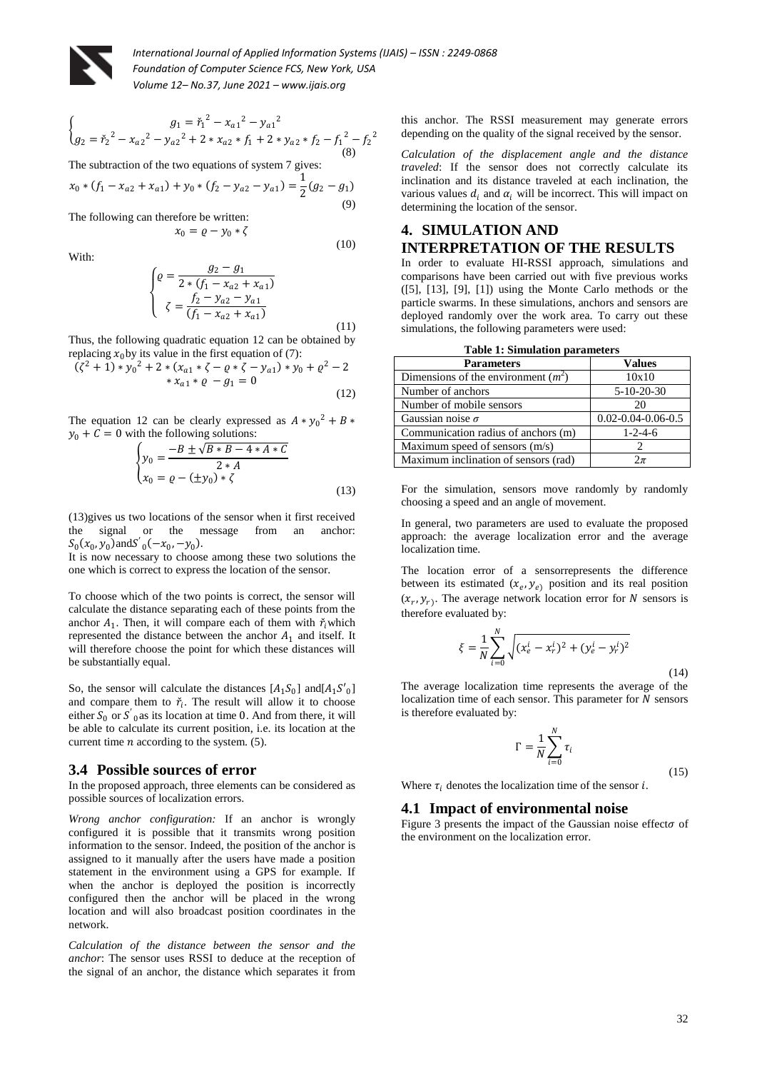$$
\begin{cases} g_1 = \check{r}_1{}^2 - x_{a1}{}^2 - y_{a1}{}^2 \\ g_2 = \check{r}_2{}^2 - x_{a2}{}^2 - y_{a2}{}^2 + 2 * x_{a2} * f_1 + 2 * y_{a2} * f_2 - f_1{}^2 - f_2{}^2 \end{cases} \quad (8)
$$

The subtraction of the two equations of system 7 gives:

$$
x_0 * (f_1 - x_{a2} + x_{a1}) + y_0 * (f_2 - y_{a2} - y_{a1}) = \frac{1}{2}(g_2 - g_1) \quad (9)
$$

The following can therefore be written:

$$
x_0 = \varrho - y_0 * \zeta \quad (10)
$$

With:

$$
\begin{cases} \varrho = \dfrac{g_2 - g_1}{2 * (f_1 - x_{a2} + x_{a1})} \\ \zeta = \dfrac{f_2 - y_{a2} - y_{a1}}{(f_1 - x_{a2} + x_{a1})} \end{cases} \quad (11)
$$

Thus, the following quadratic equation 12 can be obtained by replacing $x_0$by its value in the first equation of (7):

$$
(\zeta^2 + 1) * y_0{}^2 + 2 * (x_{a1} * \zeta - \varrho * \zeta - y_{a1}) * y_0 + \varrho^2 - 2 * x_{a1} * \varrho - g_1 = 0 \quad (12)
$$

The equation 12 can be clearly expressed as $A * y_0{}^2 + B * y_0 + C = 0$ with the following solutions:

$$
\begin{cases} y_0 = \dfrac{-B \pm \sqrt{B * B - 4 * A * C}}{2 * A} \\ x_0 = \varrho - (\pm y_0) * \zeta \end{cases} \quad (13)
$$

(13)gives us two locations of the sensor when it first received the signal or the message from an anchor: $S_0(x_0, y_0)$and$S'_0(-x_0, -y_0)$.
It is now necessary to choose among these two solutions the one which is correct to express the location of the sensor.

To choose which of the two points is correct, the sensor will calculate the distance separating each of these points from the anchor $A_1$. Then, it will compare each of them with $\check{r}_i$which represented the distance between the anchor $A_1$ and itself. It will therefore choose the point for which these distances will be substantially equal.

So, the sensor will calculate the distances $[A_1S_0]$ and$[A_1S'_0]$ and compare them to $\check{r}_i$. The result will allow it to choose either $S_0$ or $S'_0$ as its location at time 0. And from there, it will be able to calculate its current position, i.e. its location at the current time $n$ according to the system. (5).

## 3.4 Possible sources of error

In the proposed approach, three elements can be considered as possible sources of localization errors.

*Wrong anchor configuration:* If an anchor is wrongly configured it is possible that it transmits wrong position information to the sensor. Indeed, the position of the anchor is assigned to it manually after the users have made a position statement in the environment using a GPS for example. If when the anchor is deployed the position is incorrectly configured then the anchor will be placed in the wrong location and will also broadcast position coordinates in the network.

*Calculation of the distance between the sensor and the anchor*: The sensor uses RSSI to deduce at the reception of the signal of an anchor, the distance which separates it from this anchor. The RSSI measurement may generate errors depending on the quality of the signal received by the sensor.

*Calculation of the displacement angle and the distance traveled*: If the sensor does not correctly calculate its inclination and its distance traveled at each inclination, the various values $d_i$ and $\alpha_i$ will be incorrect. This will impact on determining the location of the sensor.

# 4. SIMULATION AND INTERPRETATION OF THE RESULTS

In order to evaluate HI-RSSI approach, simulations and comparisons have been carried out with five previous works ([5], [13], [9], [1]) using the Monte Carlo methods or the particle swarms. In these simulations, anchors and sensors are deployed randomly over the work area. To carry out these simulations, the following parameters were used:

**Table 1: Simulation parameters**

| Parameters | Values |
|---|---|
| Dimensions of the environment ($m^2$) | 10x10 |
| Number of anchors | 5-10-20-30 |
| Number of mobile sensors | 20 |
| Gaussian noise $\sigma$ | 0.02-0.04-0.06-0.5 |
| Communication radius of anchors (m) | 1-2-4-6 |
| Maximum speed of sensors (m/s) | 2 |
| Maximum inclination of sensors (rad) | $2\pi$ |

For the simulation, sensors move randomly by randomly choosing a speed and an angle of movement.

In general, two parameters are used to evaluate the proposed approach: the average localization error and the average localization time.

The location error of a sensorrepresents the difference between its estimated $(x_e, y_e)$ position and its real position $(x_r, y_r)$. The average network location error for $N$ sensors is therefore evaluated by:

$$
\xi = \frac{1}{N}\sum_{i=0}^{N}\sqrt{(x_e^i - x_r^i)^2 + (y_e^i - y_r^i)^2} \quad (14)
$$

The average localization time represents the average of the localization time of each sensor. This parameter for $N$ sensors is therefore evaluated by:

$$
\Gamma = \frac{1}{N}\sum_{i=0}^{N}\tau_i \quad (15)
$$

Where $\tau_i$ denotes the localization time of the sensor $i$.

## 4.1 Impact of environmental noise

Figure 3 presents the impact of the Gaussian noise effect$\sigma$ of the environment on the localization error.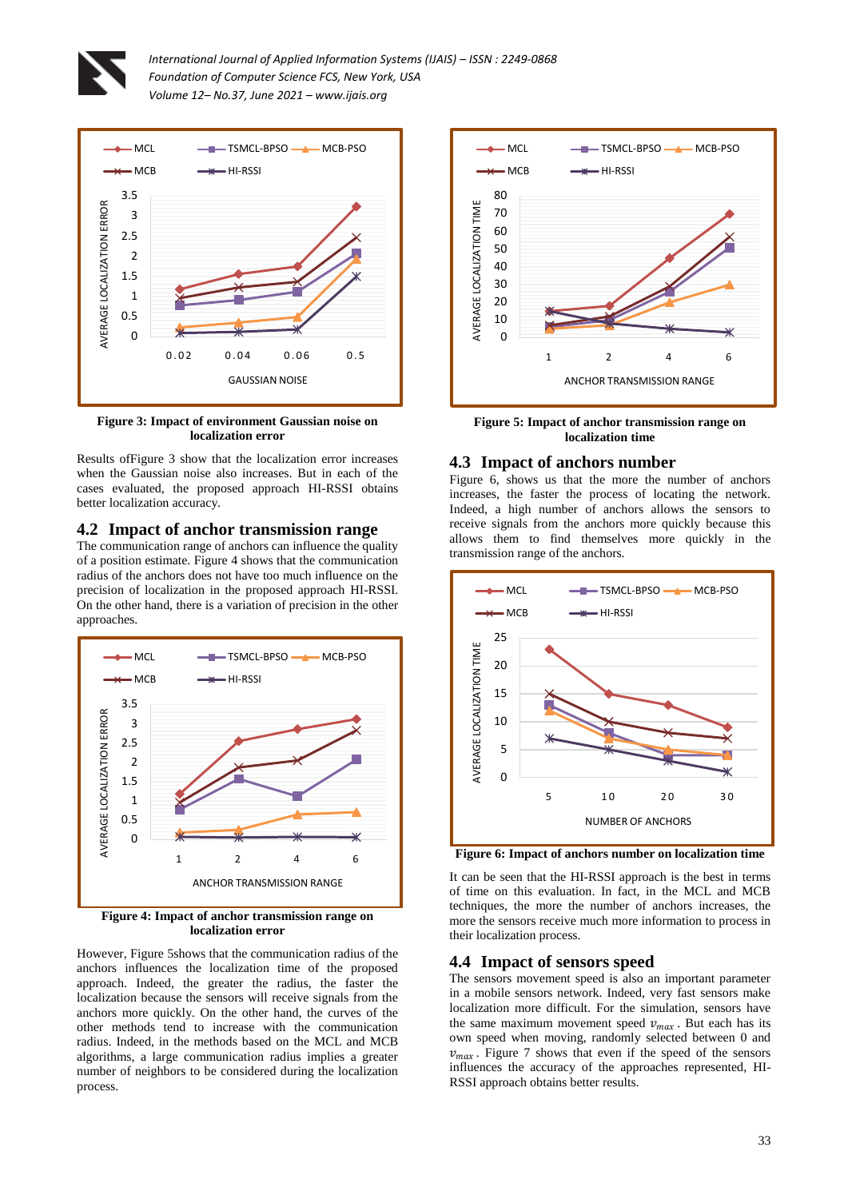MCL
TSMCL-BPSO
MCB-PSO
MCB
HI-RSSI

AVERAGE LOCALIZATION ERROR

3.5
3
2.5
2
1.5
1
0.5
0

0.02
0.04
0.06
0.5

GAUSSIAN NOISE

**Figure 3: Impact of environment Gaussian noise on localization error**

Results ofFigure 3 show that the localization error increases when the Gaussian noise also increases. But in each of the cases evaluated, the proposed approach HI-RSSI obtains better localization accuracy.

## 4.2 Impact of anchor transmission range

The communication range of anchors can influence the quality of a position estimate. Figure 4 shows that the communication radius of the anchors does not have too much influence on the precision of localization in the proposed approach HI-RSSI. On the other hand, there is a variation of precision in the other approaches.

MCL
TSMCL-BPSO
MCB-PSO
MCB
HI-RSSI

AVERAGE LOCALIZATION ERROR

3.5
3
2.5
2
1.5
1
0.5
0

1
2
4
6

ANCHOR TRANSMISSION RANGE

**Figure 4: Impact of anchor transmission range on localization error**

However, Figure 5shows that the communication radius of the anchors influences the localization time of the proposed approach. Indeed, the greater the radius, the faster the localization because the sensors will receive signals from the anchors more quickly. On the other hand, the curves of the other methods tend to increase with the communication radius. Indeed, in the methods based on the MCL and MCB algorithms, a large communication radius implies a greater number of neighbors to be considered during the localization process.

MCL
TSMCL-BPSO
MCB-PSO
MCB
HI-RSSI

AVERAGE LOCALIZATION TIME

80
70
60
50
40
30
20
10
0

1
2
4
6

ANCHOR TRANSMISSION RANGE

**Figure 5: Impact of anchor transmission range on localization time**

## 4.3 Impact of anchors number

Figure 6, shows us that the more the number of anchors increases, the faster the process of locating the network. Indeed, a high number of anchors allows the sensors to receive signals from the anchors more quickly because this allows them to find themselves more quickly in the transmission range of the anchors.

MCL
TSMCL-BPSO
MCB-PSO
MCB
HI-RSSI

AVERAGE LOCALIZATION TIME

25
20
15
10
5
0

5
10
20
30

NUMBER OF ANCHORS

**Figure 6: Impact of anchors number on localization time**

It can be seen that the HI-RSSI approach is the best in terms of time on this evaluation. In fact, in the MCL and MCB techniques, the more the number of anchors increases, the more the sensors receive much more information to process in their localization process.

## 4.4 Impact of sensors speed

The sensors movement speed is also an important parameter in a mobile sensors network. Indeed, very fast sensors make localization more difficult. For the simulation, sensors have the same maximum movement speed $v_{max}$. But each has its own speed when moving, randomly selected between 0 and $v_{max}$. Figure 7 shows that even if the speed of the sensors influences the accuracy of the approaches represented, HI-RSSI approach obtains better results.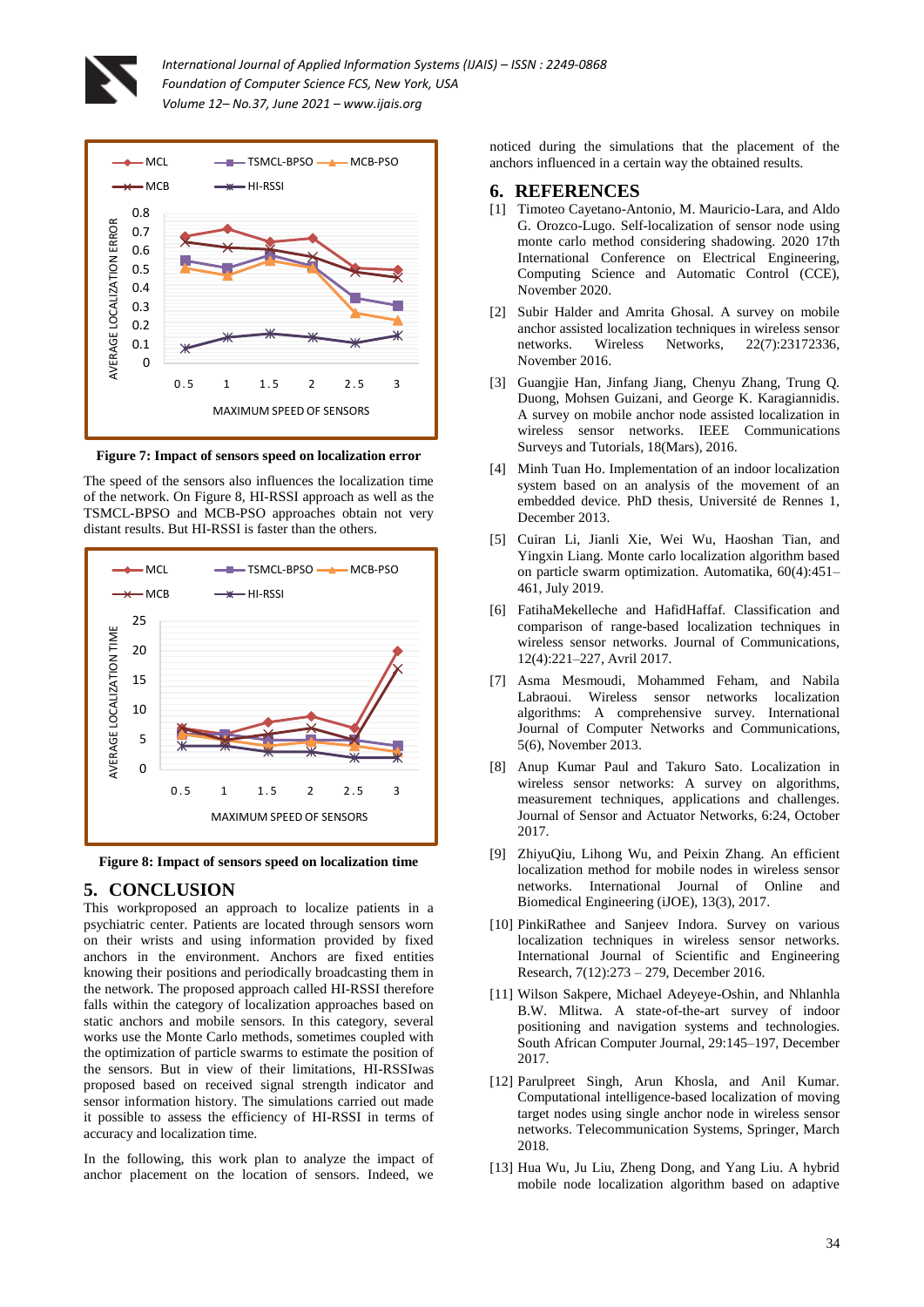MCL
TSMCL-BPSO
MCB-PSO
MCB
HI-RSSI

AVERAGE LOCALIZATION ERROR

0.8
0.7
0.6
0.5
0.4
0.3
0.2
0.1
0

0.5 1 1.5 2 2.5 3

MAXIMUM SPEED OF SENSORS

**Figure 7: Impact of sensors speed on localization error**

The speed of the sensors also influences the localization time of the network. On Figure 8, HI-RSSI approach as well as the TSMCL-BPSO and MCB-PSO approaches obtain not very distant results. But HI-RSSI is faster than the others.

MCL
TSMCL-BPSO
MCB-PSO
MCB
HI-RSSI

AVERAGE LOCALIZATION TIME

25
20
15
10
5
0

0.5 1 1.5 2 2.5 3

MAXIMUM SPEED OF SENSORS

**Figure 8: Impact of sensors speed on localization time**

## 5. CONCLUSION

This workproposed an approach to localize patients in a psychiatric center. Patients are located through sensors worn on their wrists and using information provided by fixed anchors in the environment. Anchors are fixed entities knowing their positions and periodically broadcasting them in the network. The proposed approach called HI-RSSI therefore falls within the category of localization approaches based on static anchors and mobile sensors. In this category, several works use the Monte Carlo methods, sometimes coupled with the optimization of particle swarms to estimate the position of the sensors. But in view of their limitations, HI-RSSIwas proposed based on received signal strength indicator and sensor information history. The simulations carried out made it possible to assess the efficiency of HI-RSSI in terms of accuracy and localization time.

In the following, this work plan to analyze the impact of anchor placement on the location of sensors. Indeed, we noticed during the simulations that the placement of the anchors influenced in a certain way the obtained results.

## 6. REFERENCES

[1] Timoteo Cayetano-Antonio, M. Mauricio-Lara, and Aldo G. Orozco-Lugo. Self-localization of sensor node using monte carlo method considering shadowing. 2020 17th International Conference on Electrical Engineering, Computing Science and Automatic Control (CCE), November 2020.

[2] Subir Halder and Amrita Ghosal. A survey on mobile anchor assisted localization techniques in wireless sensor networks. Wireless Networks, 22(7):23172336, November 2016.

[3] Guangjie Han, Jinfang Jiang, Chenyu Zhang, Trung Q. Duong, Mohsen Guizani, and George K. Karagiannidis. A survey on mobile anchor node assisted localization in wireless sensor networks. IEEE Communications Surveys and Tutorials, 18(Mars), 2016.

[4] Minh Tuan Ho. Implementation of an indoor localization system based on an analysis of the movement of an embedded device. PhD thesis, Université de Rennes 1, December 2013.

[5] Cuiran Li, Jianli Xie, Wei Wu, Haoshan Tian, and Yingxin Liang. Monte carlo localization algorithm based on particle swarm optimization. Automatika, 60(4):451–461, July 2019.

[6] FatihaMekelleche and HafidHaffaf. Classification and comparison of range-based localization techniques in wireless sensor networks. Journal of Communications, 12(4):221–227, Avril 2017.

[7] Asma Mesmoudi, Mohammed Feham, and Nabila Labraoui. Wireless sensor networks localization algorithms: A comprehensive survey. International Journal of Computer Networks and Communications, 5(6), November 2013.

[8] Anup Kumar Paul and Takuro Sato. Localization in wireless sensor networks: A survey on algorithms, measurement techniques, applications and challenges. Journal of Sensor and Actuator Networks, 6:24, October 2017.

[9] ZhiyuQiu, Lihong Wu, and Peixin Zhang. An efficient localization method for mobile nodes in wireless sensor networks. International Journal of Online and Biomedical Engineering (iJOE), 13(3), 2017.

[10] PinkiRathee and Sanjeev Indora. Survey on various localization techniques in wireless sensor networks. International Journal of Scientific and Engineering Research, 7(12):273 – 279, December 2016.

[11] Wilson Sakpere, Michael Adeyeye-Oshin, and Nhlanhla B.W. Mlitwa. A state-of-the-art survey of indoor positioning and navigation systems and technologies. South African Computer Journal, 29:145–197, December 2017.

[12] Parulpreet Singh, Arun Khosla, and Anil Kumar. Computational intelligence-based localization of moving target nodes using single anchor node in wireless sensor networks. Telecommunication Systems, Springer, March 2018.

[13] Hua Wu, Ju Liu, Zheng Dong, and Yang Liu. A hybrid mobile node localization algorithm based on adaptive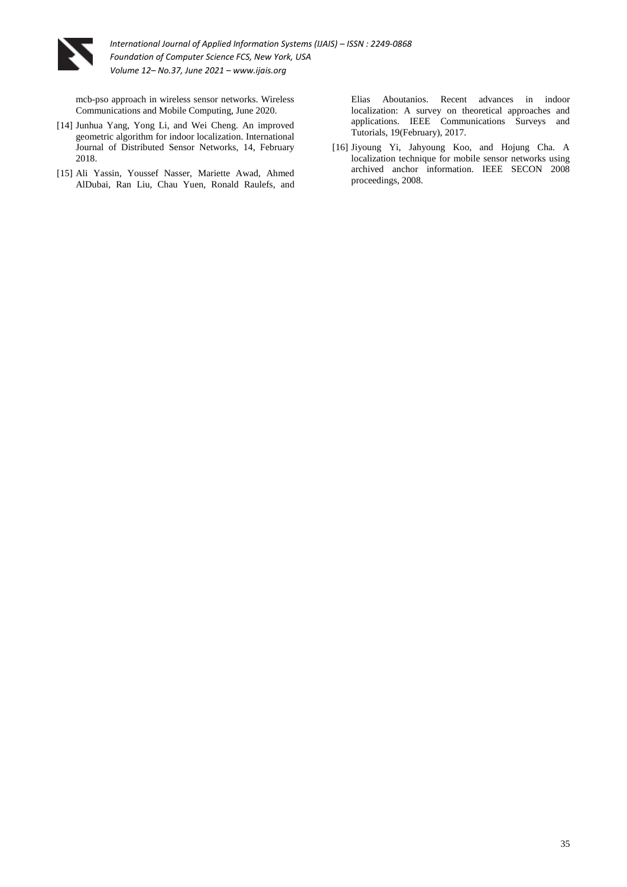mcb-pso approach in wireless sensor networks. Wireless Communications and Mobile Computing, June 2020.

[14] Junhua Yang, Yong Li, and Wei Cheng. An improved geometric algorithm for indoor localization. International Journal of Distributed Sensor Networks, 14, February 2018.

[15] Ali Yassin, Youssef Nasser, Mariette Awad, Ahmed AlDubai, Ran Liu, Chau Yuen, Ronald Raulefs, and Elias Aboutanios. Recent advances in indoor localization: A survey on theoretical approaches and applications. IEEE Communications Surveys and Tutorials, 19(February), 2017.

[16] Jiyoung Yi, Jahyoung Koo, and Hojung Cha. A localization technique for mobile sensor networks using archived anchor information. IEEE SECON 2008 proceedings, 2008.